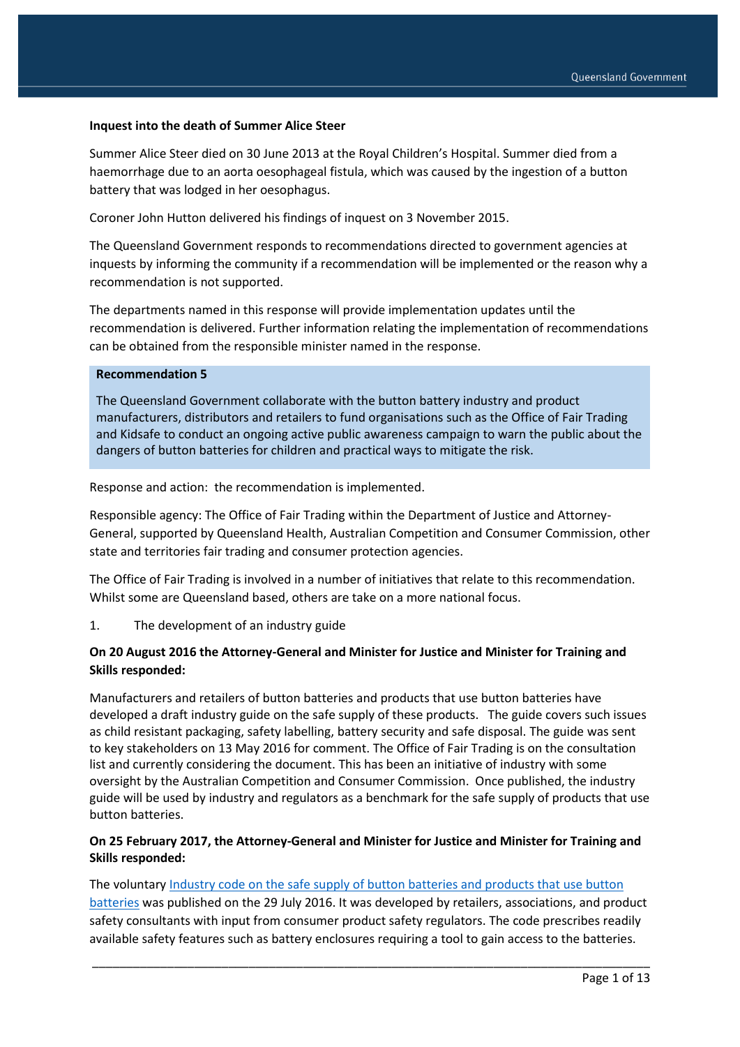**Inquest into the death of Summer Alice Steer**

Summer Alice Steer died on 30 June 2013 at the Royal Children's Hospital. Summer died from a haemorrhage due to an aorta oesophageal fistula, which was caused by the ingestion of a button battery that was lodged in her oesophagus.

Coroner John Hutton delivered his findings of inquest on 3 November 2015.

The Queensland Government responds to recommendations directed to government agencies at inquests by informing the community if a recommendation will be implemented or the reason why a recommendation is not supported.

The departments named in this response will provide implementation updates until the recommendation is delivered. Further information relating the implementation of recommendations can be obtained from the responsible minister named in the response.

**Recommendation 5**

The Queensland Government collaborate with the button battery industry and product manufacturers, distributors and retailers to fund organisations such as the Office of Fair Trading and Kidsafe to conduct an ongoing active public awareness campaign to warn the public about the dangers of button batteries for children and practical ways to mitigate the risk.

Response and action: the recommendation is implemented.

Responsible agency: The Office of Fair Trading within the Department of Justice and Attorney-General, supported by Queensland Health, Australian Competition and Consumer Commission, other state and territories fair trading and consumer protection agencies.

The Office of Fair Trading is involved in a number of initiatives that relate to this recommendation. Whilst some are Queensland based, others are take on a more national focus.

1. The development of an industry guide

**On 20 August 2016 the Attorney-General and Minister for Justice and Minister for Training and Skills responded:**

Manufacturers and retailers of button batteries and products that use button batteries have developed a draft industry guide on the safe supply of these products. The guide covers such issues as child resistant packaging, safety labelling, battery security and safe disposal. The guide was sent to key stakeholders on 13 May 2016 for comment. The Office of Fair Trading is on the consultation list and currently considering the document. This has been an initiative of industry with some oversight by the Australian Competition and Consumer Commission. Once published, the industry guide will be used by industry and regulators as a benchmark for the safe supply of products that use button batteries.

**On 25 February 2017, the Attorney-General and Minister for Justice and Minister for Training and Skills responded:**

The voluntary Industry code on the safe supply of button batteries and products that use button batteries was published on the 29 July 2016. It was developed by retailers, associations, and product safety consultants with input from consumer product safety regulators. The code prescribes readily available safety features such as battery enclosures requiring a tool to gain access to the batteries.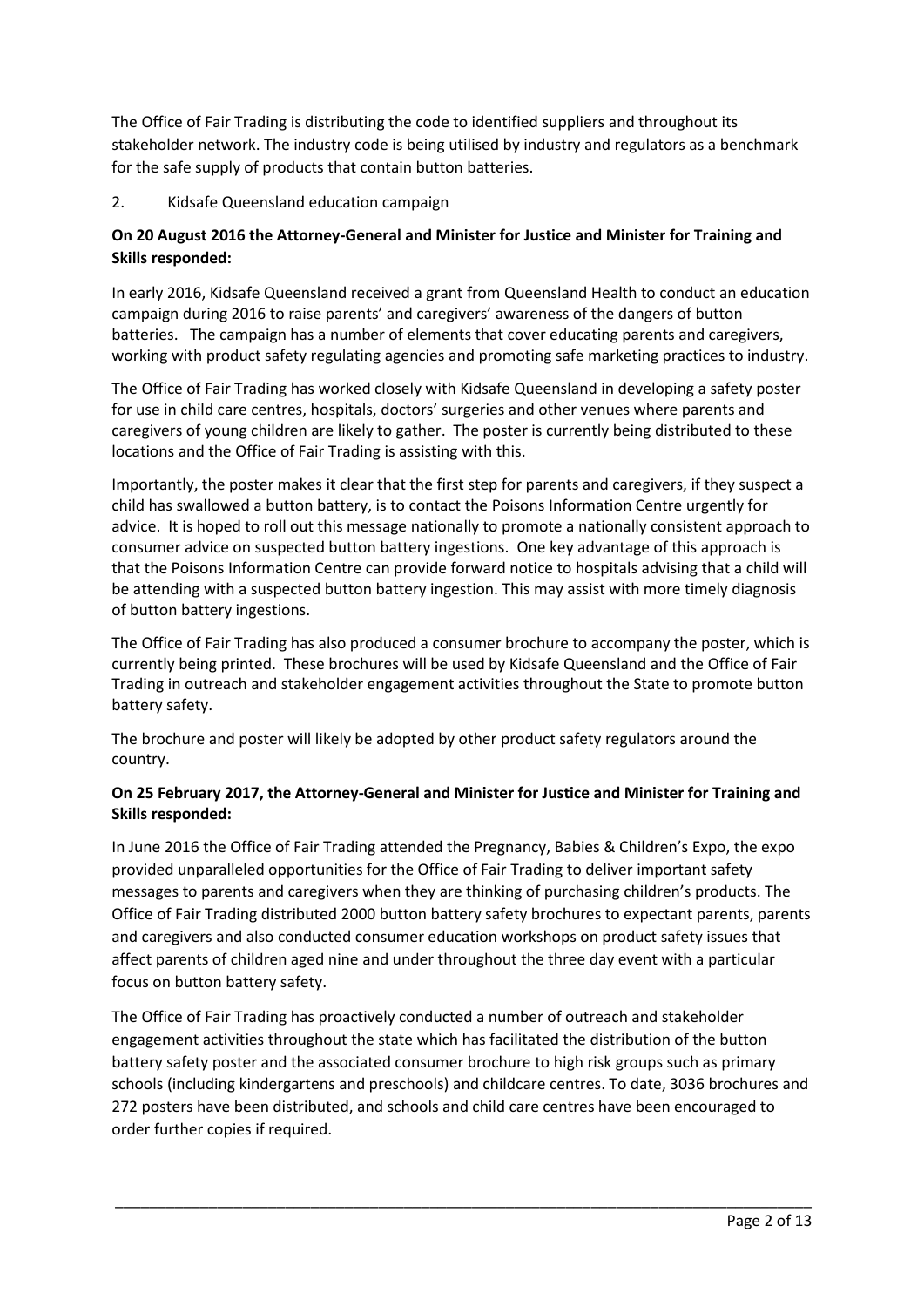The Office of Fair Trading is distributing the code to identified suppliers and throughout its stakeholder network. The industry code is being utilised by industry and regulators as a benchmark for the safe supply of products that contain button batteries.

2. Kidsafe Queensland education campaign

**On 20 August 2016 the Attorney-General and Minister for Justice and Minister for Training and Skills responded:**

In early 2016, Kidsafe Queensland received a grant from Queensland Health to conduct an education campaign during 2016 to raise parents' and caregivers' awareness of the dangers of button batteries. The campaign has a number of elements that cover educating parents and caregivers, working with product safety regulating agencies and promoting safe marketing practices to industry.

The Office of Fair Trading has worked closely with Kidsafe Queensland in developing a safety poster for use in child care centres, hospitals, doctors' surgeries and other venues where parents and caregivers of young children are likely to gather. The poster is currently being distributed to these locations and the Office of Fair Trading is assisting with this.

Importantly, the poster makes it clear that the first step for parents and caregivers, if they suspect a child has swallowed a button battery, is to contact the Poisons Information Centre urgently for advice. It is hoped to roll out this message nationally to promote a nationally consistent approach to consumer advice on suspected button battery ingestions. One key advantage of this approach is that the Poisons Information Centre can provide forward notice to hospitals advising that a child will be attending with a suspected button battery ingestion. This may assist with more timely diagnosis of button battery ingestions.

The Office of Fair Trading has also produced a consumer brochure to accompany the poster, which is currently being printed. These brochures will be used by Kidsafe Queensland and the Office of Fair Trading in outreach and stakeholder engagement activities throughout the State to promote button battery safety.

The brochure and poster will likely be adopted by other product safety regulators around the country.

**On 25 February 2017, the Attorney-General and Minister for Justice and Minister for Training and Skills responded:**

In June 2016 the Office of Fair Trading attended the Pregnancy, Babies & Children's Expo, the expo provided unparalleled opportunities for the Office of Fair Trading to deliver important safety messages to parents and caregivers when they are thinking of purchasing children's products. The Office of Fair Trading distributed 2000 button battery safety brochures to expectant parents, parents and caregivers and also conducted consumer education workshops on product safety issues that affect parents of children aged nine and under throughout the three day event with a particular focus on button battery safety.

The Office of Fair Trading has proactively conducted a number of outreach and stakeholder engagement activities throughout the state which has facilitated the distribution of the button battery safety poster and the associated consumer brochure to high risk groups such as primary schools (including kindergartens and preschools) and childcare centres. To date, 3036 brochures and 272 posters have been distributed, and schools and child care centres have been encouraged to order further copies if required.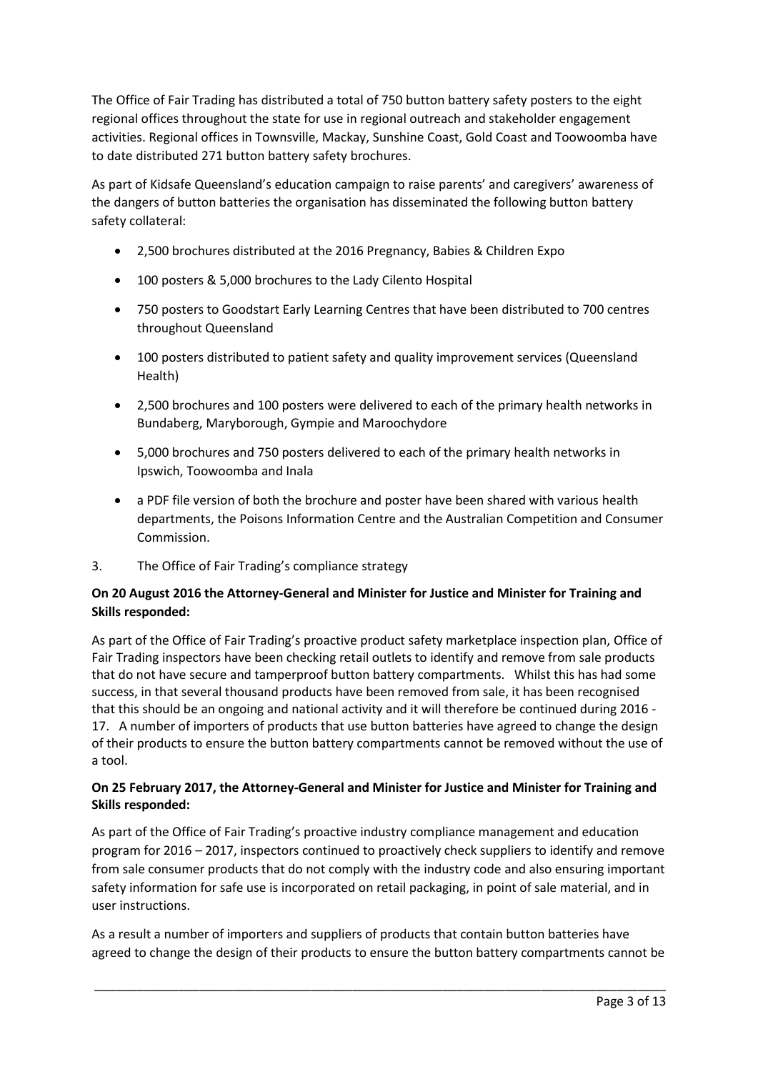The Office of Fair Trading has distributed a total of 750 button battery safety posters to the eight regional offices throughout the state for use in regional outreach and stakeholder engagement activities. Regional offices in Townsville, Mackay, Sunshine Coast, Gold Coast and Toowoomba have to date distributed 271 button battery safety brochures.

As part of Kidsafe Queensland's education campaign to raise parents' and caregivers' awareness of the dangers of button batteries the organisation has disseminated the following button battery safety collateral:

- 2,500 brochures distributed at the 2016 Pregnancy, Babies & Children Expo
- 100 posters & 5,000 brochures to the Lady Cilento Hospital
- 750 posters to Goodstart Early Learning Centres that have been distributed to 700 centres throughout Queensland
- 100 posters distributed to patient safety and quality improvement services (Queensland Health)
- 2,500 brochures and 100 posters were delivered to each of the primary health networks in Bundaberg, Maryborough, Gympie and Maroochydore
- 5,000 brochures and 750 posters delivered to each of the primary health networks in Ipswich, Toowoomba and Inala
- a PDF file version of both the brochure and poster have been shared with various health departments, the Poisons Information Centre and the Australian Competition and Consumer Commission.

3. The Office of Fair Trading's compliance strategy

**On 20 August 2016 the Attorney-General and Minister for Justice and Minister for Training and Skills responded:**

As part of the Office of Fair Trading's proactive product safety marketplace inspection plan, Office of Fair Trading inspectors have been checking retail outlets to identify and remove from sale products that do not have secure and tamperproof button battery compartments. Whilst this has had some success, in that several thousand products have been removed from sale, it has been recognised that this should be an ongoing and national activity and it will therefore be continued during 2016 - 17. A number of importers of products that use button batteries have agreed to change the design of their products to ensure the button battery compartments cannot be removed without the use of a tool.

**On 25 February 2017, the Attorney-General and Minister for Justice and Minister for Training and Skills responded:**

As part of the Office of Fair Trading's proactive industry compliance management and education program for 2016 – 2017, inspectors continued to proactively check suppliers to identify and remove from sale consumer products that do not comply with the industry code and also ensuring important safety information for safe use is incorporated on retail packaging, in point of sale material, and in user instructions.

As a result a number of importers and suppliers of products that contain button batteries have agreed to change the design of their products to ensure the button battery compartments cannot be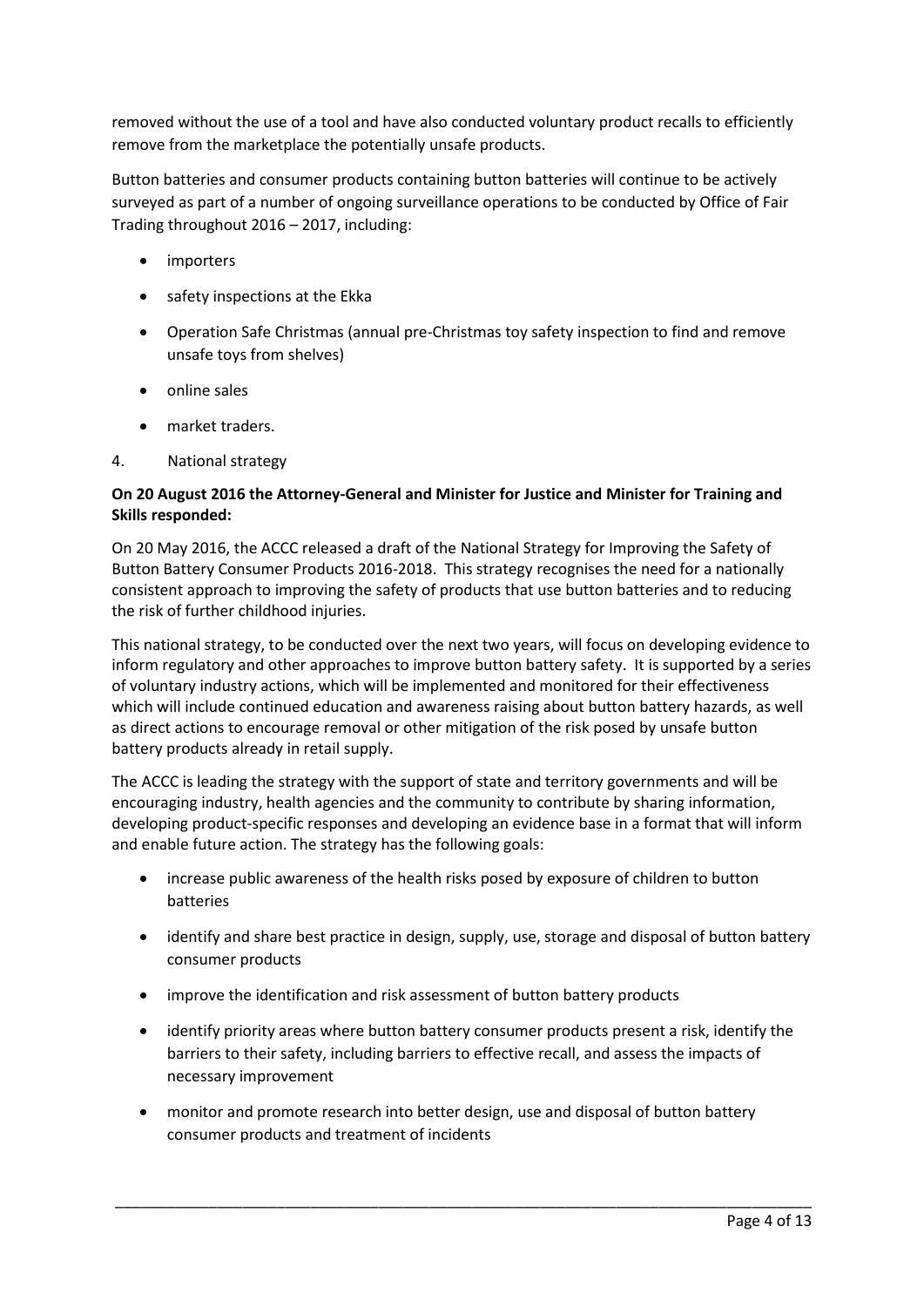removed without the use of a tool and have also conducted voluntary product recalls to efficiently remove from the marketplace the potentially unsafe products.

Button batteries and consumer products containing button batteries will continue to be actively surveyed as part of a number of ongoing surveillance operations to be conducted by Office of Fair Trading throughout 2016 – 2017, including:

- importers
- safety inspections at the Ekka
- Operation Safe Christmas (annual pre-Christmas toy safety inspection to find and remove unsafe toys from shelves)
- online sales
- market traders.

4. National strategy

**On 20 August 2016 the Attorney-General and Minister for Justice and Minister for Training and Skills responded:**

On 20 May 2016, the ACCC released a draft of the National Strategy for Improving the Safety of Button Battery Consumer Products 2016-2018. This strategy recognises the need for a nationally consistent approach to improving the safety of products that use button batteries and to reducing the risk of further childhood injuries.

This national strategy, to be conducted over the next two years, will focus on developing evidence to inform regulatory and other approaches to improve button battery safety. It is supported by a series of voluntary industry actions, which will be implemented and monitored for their effectiveness which will include continued education and awareness raising about button battery hazards, as well as direct actions to encourage removal or other mitigation of the risk posed by unsafe button battery products already in retail supply.

The ACCC is leading the strategy with the support of state and territory governments and will be encouraging industry, health agencies and the community to contribute by sharing information, developing product-specific responses and developing an evidence base in a format that will inform and enable future action. The strategy has the following goals:

- increase public awareness of the health risks posed by exposure of children to button batteries
- identify and share best practice in design, supply, use, storage and disposal of button battery consumer products
- improve the identification and risk assessment of button battery products
- identify priority areas where button battery consumer products present a risk, identify the barriers to their safety, including barriers to effective recall, and assess the impacts of necessary improvement
- monitor and promote research into better design, use and disposal of button battery consumer products and treatment of incidents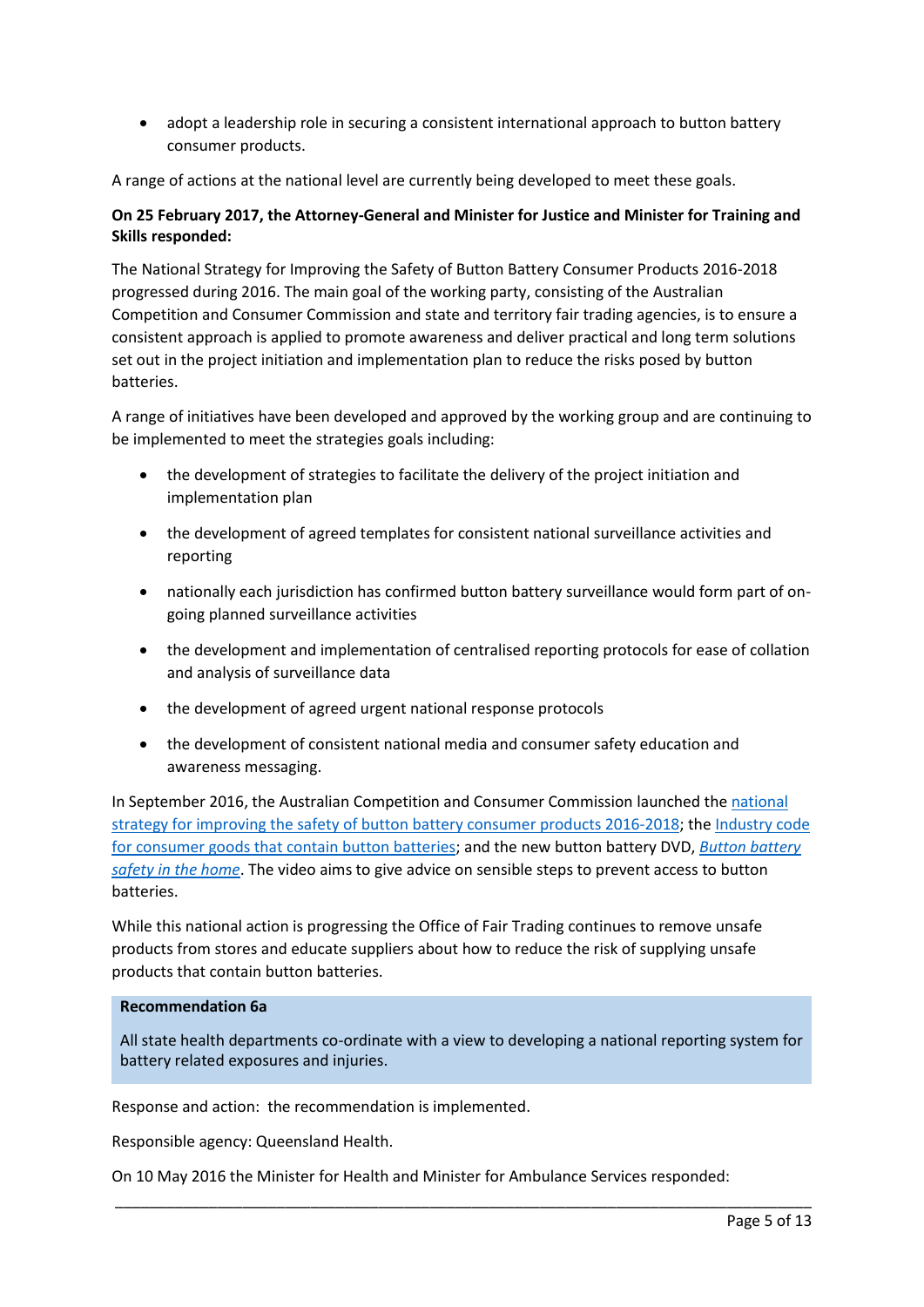- adopt a leadership role in securing a consistent international approach to button battery consumer products.

A range of actions at the national level are currently being developed to meet these goals.

**On 25 February 2017, the Attorney-General and Minister for Justice and Minister for Training and Skills responded:**

The National Strategy for Improving the Safety of Button Battery Consumer Products 2016-2018 progressed during 2016. The main goal of the working party, consisting of the Australian Competition and Consumer Commission and state and territory fair trading agencies, is to ensure a consistent approach is applied to promote awareness and deliver practical and long term solutions set out in the project initiation and implementation plan to reduce the risks posed by button batteries.

A range of initiatives have been developed and approved by the working group and are continuing to be implemented to meet the strategies goals including:

- the development of strategies to facilitate the delivery of the project initiation and implementation plan
- the development of agreed templates for consistent national surveillance activities and reporting
- nationally each jurisdiction has confirmed button battery surveillance would form part of on-going planned surveillance activities
- the development and implementation of centralised reporting protocols for ease of collation and analysis of surveillance data
- the development of agreed urgent national response protocols
- the development of consistent national media and consumer safety education and awareness messaging.

In September 2016, the Australian Competition and Consumer Commission launched the national strategy for improving the safety of button battery consumer products 2016-2018; the Industry code for consumer goods that contain button batteries; and the new button battery DVD, *Button battery safety in the home*. The video aims to give advice on sensible steps to prevent access to button batteries.

While this national action is progressing the Office of Fair Trading continues to remove unsafe products from stores and educate suppliers about how to reduce the risk of supplying unsafe products that contain button batteries.

**Recommendation 6a**

All state health departments co-ordinate with a view to developing a national reporting system for battery related exposures and injuries.

Response and action: the recommendation is implemented.

Responsible agency: Queensland Health.

On 10 May 2016 the Minister for Health and Minister for Ambulance Services responded: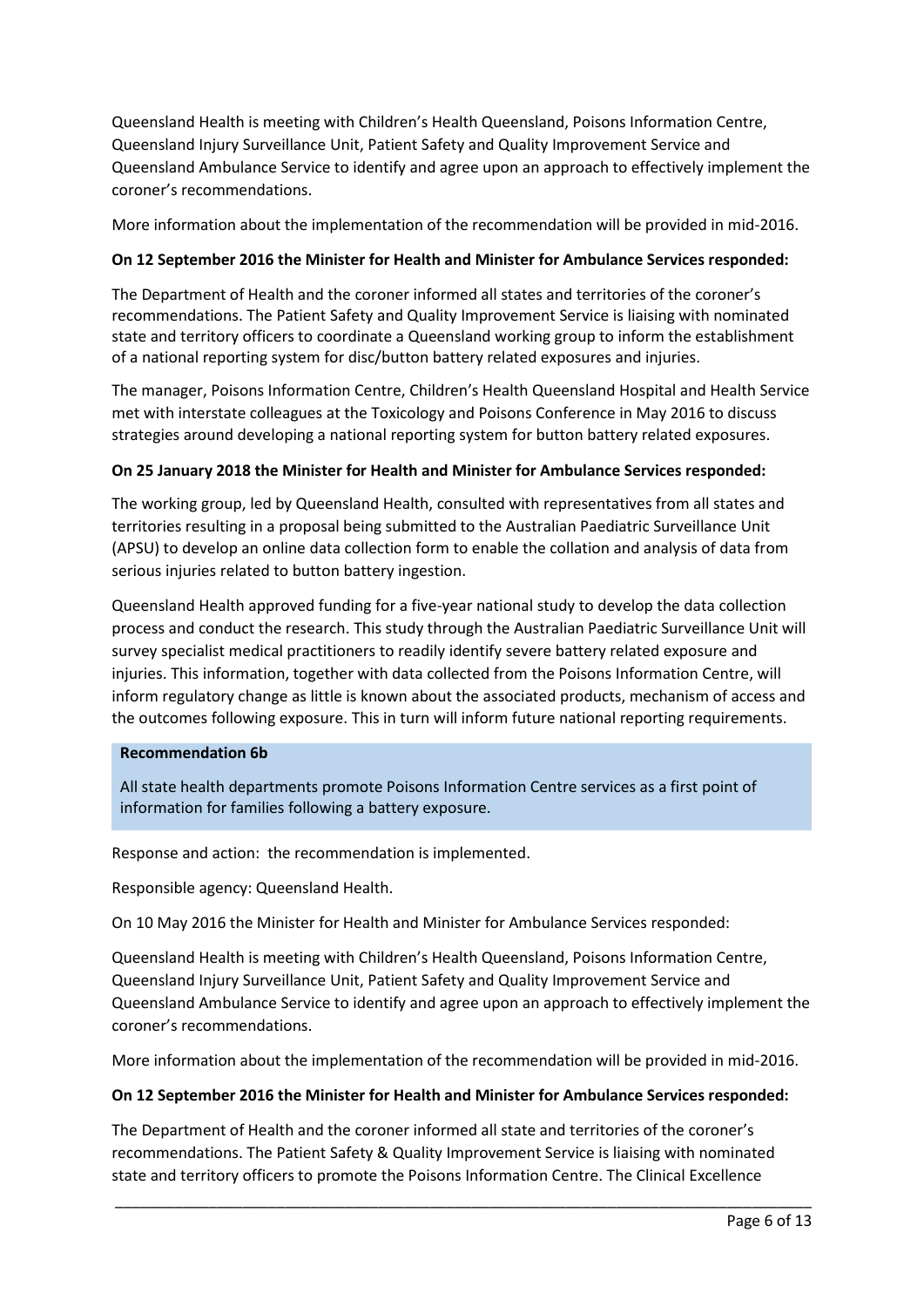Queensland Health is meeting with Children's Health Queensland, Poisons Information Centre, Queensland Injury Surveillance Unit, Patient Safety and Quality Improvement Service and Queensland Ambulance Service to identify and agree upon an approach to effectively implement the coroner's recommendations.

More information about the implementation of the recommendation will be provided in mid-2016.

**On 12 September 2016 the Minister for Health and Minister for Ambulance Services responded:**

The Department of Health and the coroner informed all states and territories of the coroner's recommendations. The Patient Safety and Quality Improvement Service is liaising with nominated state and territory officers to coordinate a Queensland working group to inform the establishment of a national reporting system for disc/button battery related exposures and injuries.

The manager, Poisons Information Centre, Children's Health Queensland Hospital and Health Service met with interstate colleagues at the Toxicology and Poisons Conference in May 2016 to discuss strategies around developing a national reporting system for button battery related exposures.

**On 25 January 2018 the Minister for Health and Minister for Ambulance Services responded:**

The working group, led by Queensland Health, consulted with representatives from all states and territories resulting in a proposal being submitted to the Australian Paediatric Surveillance Unit (APSU) to develop an online data collection form to enable the collation and analysis of data from serious injuries related to button battery ingestion.

Queensland Health approved funding for a five-year national study to develop the data collection process and conduct the research. This study through the Australian Paediatric Surveillance Unit will survey specialist medical practitioners to readily identify severe battery related exposure and injuries. This information, together with data collected from the Poisons Information Centre, will inform regulatory change as little is known about the associated products, mechanism of access and the outcomes following exposure. This in turn will inform future national reporting requirements.

**Recommendation 6b**

All state health departments promote Poisons Information Centre services as a first point of information for families following a battery exposure.

Response and action: the recommendation is implemented.

Responsible agency: Queensland Health.

On 10 May 2016 the Minister for Health and Minister for Ambulance Services responded:

Queensland Health is meeting with Children's Health Queensland, Poisons Information Centre, Queensland Injury Surveillance Unit, Patient Safety and Quality Improvement Service and Queensland Ambulance Service to identify and agree upon an approach to effectively implement the coroner's recommendations.

More information about the implementation of the recommendation will be provided in mid-2016.

**On 12 September 2016 the Minister for Health and Minister for Ambulance Services responded:**

The Department of Health and the coroner informed all state and territories of the coroner's recommendations. The Patient Safety & Quality Improvement Service is liaising with nominated state and territory officers to promote the Poisons Information Centre. The Clinical Excellence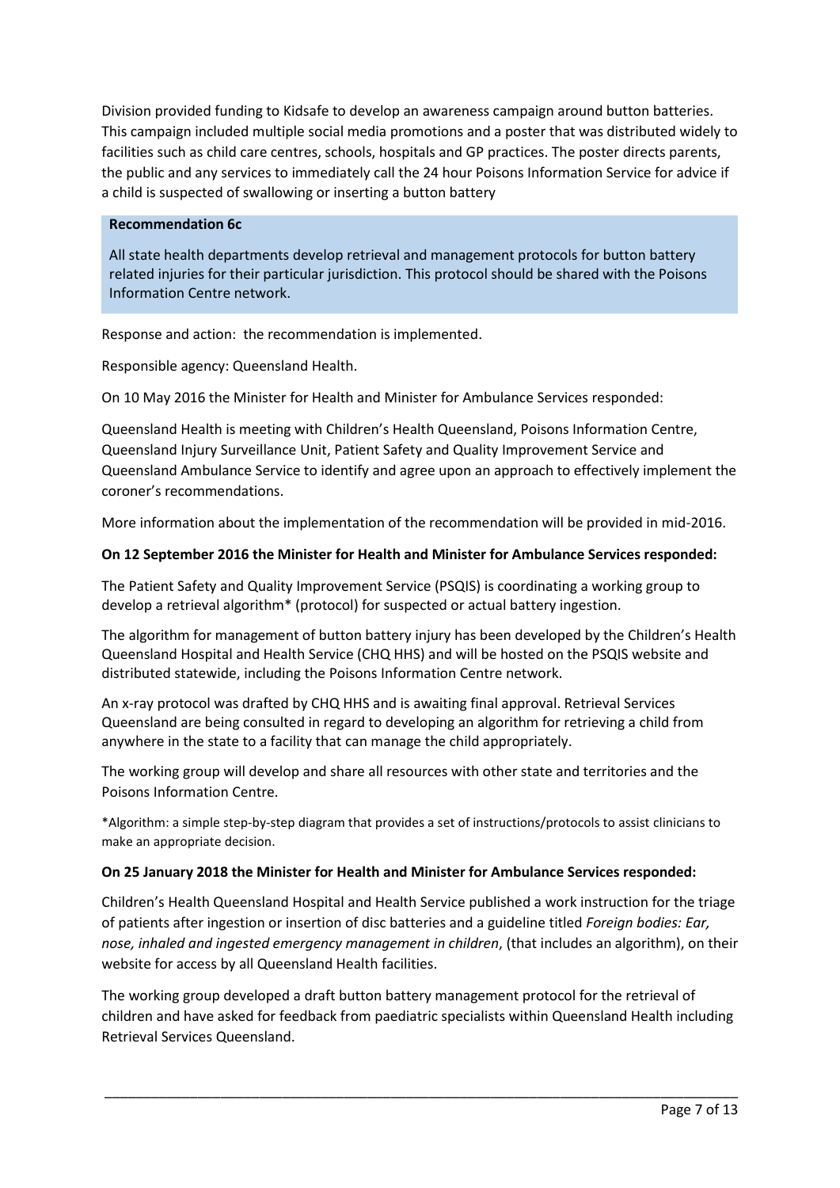Division provided funding to Kidsafe to develop an awareness campaign around button batteries. This campaign included multiple social media promotions and a poster that was distributed widely to facilities such as child care centres, schools, hospitals and GP practices. The poster directs parents, the public and any services to immediately call the 24 hour Poisons Information Service for advice if a child is suspected of swallowing or inserting a button battery

**Recommendation 6c**

All state health departments develop retrieval and management protocols for button battery related injuries for their particular jurisdiction. This protocol should be shared with the Poisons Information Centre network.

Response and action: the recommendation is implemented.

Responsible agency: Queensland Health.

On 10 May 2016 the Minister for Health and Minister for Ambulance Services responded:

Queensland Health is meeting with Children's Health Queensland, Poisons Information Centre, Queensland Injury Surveillance Unit, Patient Safety and Quality Improvement Service and Queensland Ambulance Service to identify and agree upon an approach to effectively implement the coroner's recommendations.

More information about the implementation of the recommendation will be provided in mid-2016.

**On 12 September 2016 the Minister for Health and Minister for Ambulance Services responded:**

The Patient Safety and Quality Improvement Service (PSQIS) is coordinating a working group to develop a retrieval algorithm* (protocol) for suspected or actual battery ingestion.

The algorithm for management of button battery injury has been developed by the Children's Health Queensland Hospital and Health Service (CHQ HHS) and will be hosted on the PSQIS website and distributed statewide, including the Poisons Information Centre network.

An x-ray protocol was drafted by CHQ HHS and is awaiting final approval. Retrieval Services Queensland are being consulted in regard to developing an algorithm for retrieving a child from anywhere in the state to a facility that can manage the child appropriately.

The working group will develop and share all resources with other state and territories and the Poisons Information Centre.

*Algorithm: a simple step-by-step diagram that provides a set of instructions/protocols to assist clinicians to make an appropriate decision.

**On 25 January 2018 the Minister for Health and Minister for Ambulance Services responded:**

Children's Health Queensland Hospital and Health Service published a work instruction for the triage of patients after ingestion or insertion of disc batteries and a guideline titled *Foreign bodies: Ear, nose, inhaled and ingested emergency management in children*, (that includes an algorithm), on their website for access by all Queensland Health facilities.

The working group developed a draft button battery management protocol for the retrieval of children and have asked for feedback from paediatric specialists within Queensland Health including Retrieval Services Queensland.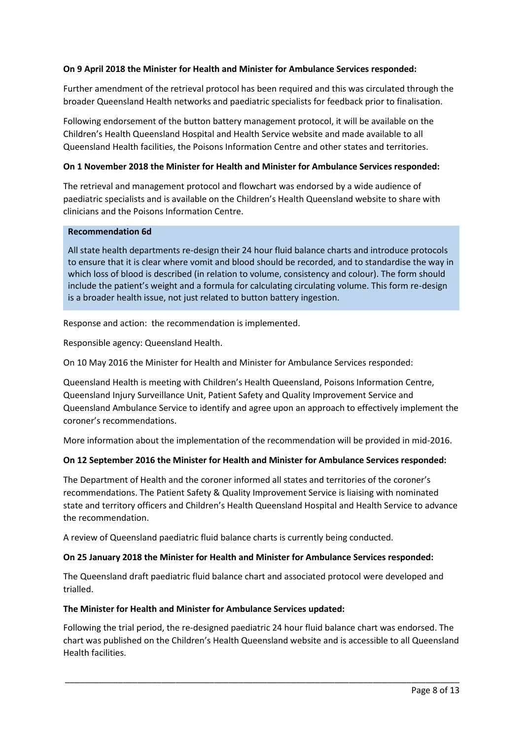**On 9 April 2018 the Minister for Health and Minister for Ambulance Services responded:**

Further amendment of the retrieval protocol has been required and this was circulated through the broader Queensland Health networks and paediatric specialists for feedback prior to finalisation.

Following endorsement of the button battery management protocol, it will be available on the Children's Health Queensland Hospital and Health Service website and made available to all Queensland Health facilities, the Poisons Information Centre and other states and territories.

**On 1 November 2018 the Minister for Health and Minister for Ambulance Services responded:**

The retrieval and management protocol and flowchart was endorsed by a wide audience of paediatric specialists and is available on the Children's Health Queensland website to share with clinicians and the Poisons Information Centre.

**Recommendation 6d**

All state health departments re-design their 24 hour fluid balance charts and introduce protocols to ensure that it is clear where vomit and blood should be recorded, and to standardise the way in which loss of blood is described (in relation to volume, consistency and colour). The form should include the patient's weight and a formula for calculating circulating volume. This form re-design is a broader health issue, not just related to button battery ingestion.

Response and action: the recommendation is implemented.

Responsible agency: Queensland Health.

On 10 May 2016 the Minister for Health and Minister for Ambulance Services responded:

Queensland Health is meeting with Children's Health Queensland, Poisons Information Centre, Queensland Injury Surveillance Unit, Patient Safety and Quality Improvement Service and Queensland Ambulance Service to identify and agree upon an approach to effectively implement the coroner's recommendations.

More information about the implementation of the recommendation will be provided in mid-2016.

**On 12 September 2016 the Minister for Health and Minister for Ambulance Services responded:**

The Department of Health and the coroner informed all states and territories of the coroner's recommendations. The Patient Safety & Quality Improvement Service is liaising with nominated state and territory officers and Children's Health Queensland Hospital and Health Service to advance the recommendation.

A review of Queensland paediatric fluid balance charts is currently being conducted.

**On 25 January 2018 the Minister for Health and Minister for Ambulance Services responded:**

The Queensland draft paediatric fluid balance chart and associated protocol were developed and trialled.

**The Minister for Health and Minister for Ambulance Services updated:**

Following the trial period, the re-designed paediatric 24 hour fluid balance chart was endorsed. The chart was published on the Children's Health Queensland website and is accessible to all Queensland Health facilities.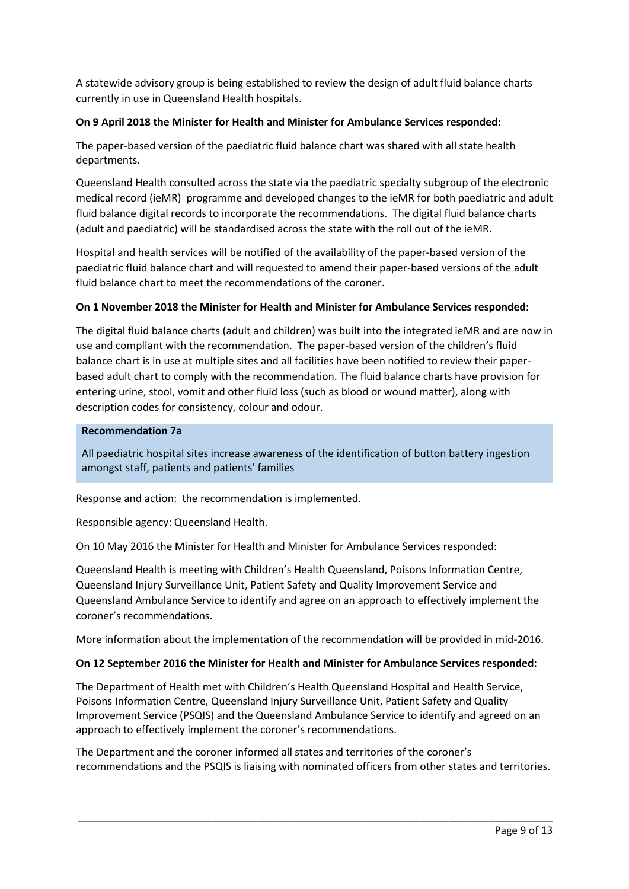A statewide advisory group is being established to review the design of adult fluid balance charts currently in use in Queensland Health hospitals.

**On 9 April 2018 the Minister for Health and Minister for Ambulance Services responded:**

The paper-based version of the paediatric fluid balance chart was shared with all state health departments.

Queensland Health consulted across the state via the paediatric specialty subgroup of the electronic medical record (ieMR) programme and developed changes to the ieMR for both paediatric and adult fluid balance digital records to incorporate the recommendations. The digital fluid balance charts (adult and paediatric) will be standardised across the state with the roll out of the ieMR.

Hospital and health services will be notified of the availability of the paper-based version of the paediatric fluid balance chart and will requested to amend their paper-based versions of the adult fluid balance chart to meet the recommendations of the coroner.

**On 1 November 2018 the Minister for Health and Minister for Ambulance Services responded:**

The digital fluid balance charts (adult and children) was built into the integrated ieMR and are now in use and compliant with the recommendation. The paper-based version of the children's fluid balance chart is in use at multiple sites and all facilities have been notified to review their paper-based adult chart to comply with the recommendation. The fluid balance charts have provision for entering urine, stool, vomit and other fluid loss (such as blood or wound matter), along with description codes for consistency, colour and odour.

**Recommendation 7a**

All paediatric hospital sites increase awareness of the identification of button battery ingestion amongst staff, patients and patients' families

Response and action: the recommendation is implemented.

Responsible agency: Queensland Health.

On 10 May 2016 the Minister for Health and Minister for Ambulance Services responded:

Queensland Health is meeting with Children's Health Queensland, Poisons Information Centre, Queensland Injury Surveillance Unit, Patient Safety and Quality Improvement Service and Queensland Ambulance Service to identify and agree on an approach to effectively implement the coroner's recommendations.

More information about the implementation of the recommendation will be provided in mid-2016.

**On 12 September 2016 the Minister for Health and Minister for Ambulance Services responded:**

The Department of Health met with Children's Health Queensland Hospital and Health Service, Poisons Information Centre, Queensland Injury Surveillance Unit, Patient Safety and Quality Improvement Service (PSQIS) and the Queensland Ambulance Service to identify and agreed on an approach to effectively implement the coroner's recommendations.

The Department and the coroner informed all states and territories of the coroner's recommendations and the PSQIS is liaising with nominated officers from other states and territories.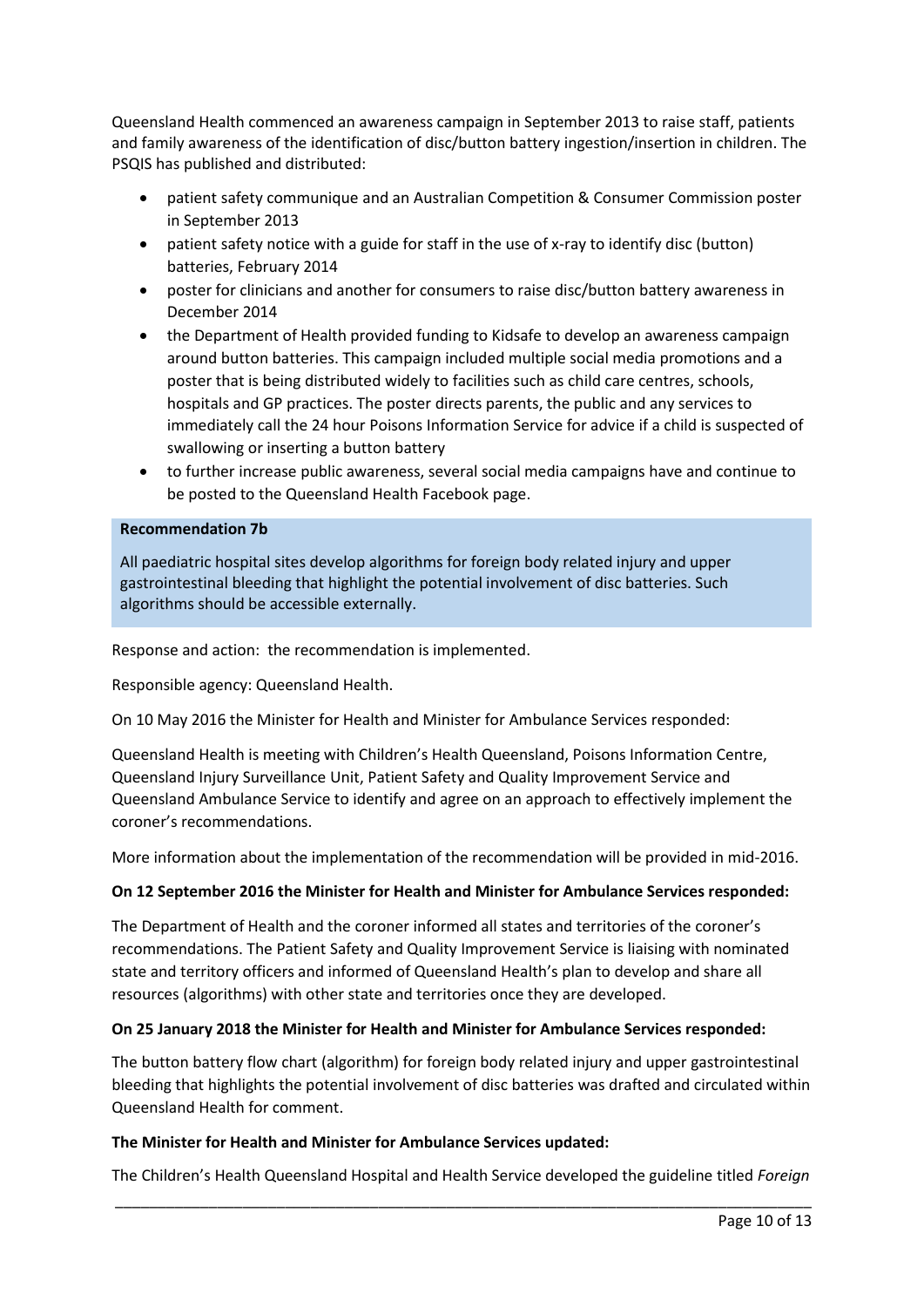Queensland Health commenced an awareness campaign in September 2013 to raise staff, patients and family awareness of the identification of disc/button battery ingestion/insertion in children. The PSQIS has published and distributed:

- patient safety communique and an Australian Competition & Consumer Commission poster in September 2013
- patient safety notice with a guide for staff in the use of x-ray to identify disc (button) batteries, February 2014
- poster for clinicians and another for consumers to raise disc/button battery awareness in December 2014
- the Department of Health provided funding to Kidsafe to develop an awareness campaign around button batteries. This campaign included multiple social media promotions and a poster that is being distributed widely to facilities such as child care centres, schools, hospitals and GP practices. The poster directs parents, the public and any services to immediately call the 24 hour Poisons Information Service for advice if a child is suspected of swallowing or inserting a button battery
- to further increase public awareness, several social media campaigns have and continue to be posted to the Queensland Health Facebook page.

**Recommendation 7b**

All paediatric hospital sites develop algorithms for foreign body related injury and upper gastrointestinal bleeding that highlight the potential involvement of disc batteries. Such algorithms should be accessible externally.

Response and action: the recommendation is implemented.

Responsible agency: Queensland Health.

On 10 May 2016 the Minister for Health and Minister for Ambulance Services responded:

Queensland Health is meeting with Children's Health Queensland, Poisons Information Centre, Queensland Injury Surveillance Unit, Patient Safety and Quality Improvement Service and Queensland Ambulance Service to identify and agree on an approach to effectively implement the coroner's recommendations.

More information about the implementation of the recommendation will be provided in mid-2016.

**On 12 September 2016 the Minister for Health and Minister for Ambulance Services responded:**

The Department of Health and the coroner informed all states and territories of the coroner's recommendations. The Patient Safety and Quality Improvement Service is liaising with nominated state and territory officers and informed of Queensland Health's plan to develop and share all resources (algorithms) with other state and territories once they are developed.

**On 25 January 2018 the Minister for Health and Minister for Ambulance Services responded:**

The button battery flow chart (algorithm) for foreign body related injury and upper gastrointestinal bleeding that highlights the potential involvement of disc batteries was drafted and circulated within Queensland Health for comment.

**The Minister for Health and Minister for Ambulance Services updated:**

The Children's Health Queensland Hospital and Health Service developed the guideline titled *Foreign*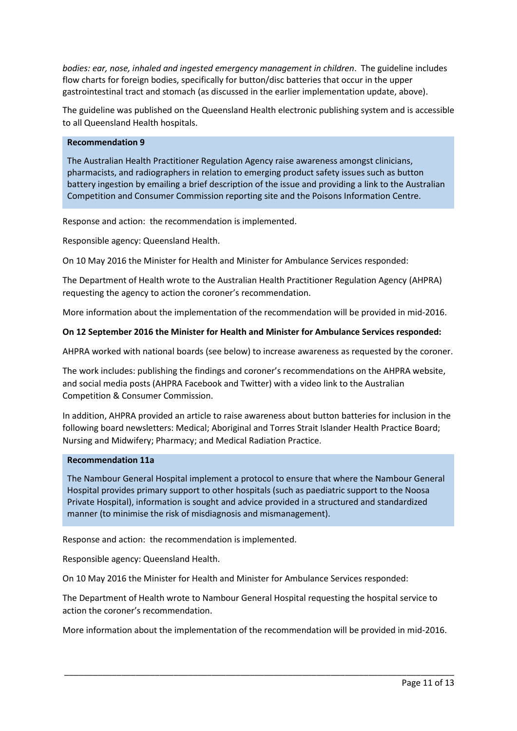*bodies: ear, nose, inhaled and ingested emergency management in children*. The guideline includes flow charts for foreign bodies, specifically for button/disc batteries that occur in the upper gastrointestinal tract and stomach (as discussed in the earlier implementation update, above).

The guideline was published on the Queensland Health electronic publishing system and is accessible to all Queensland Health hospitals.

**Recommendation 9**

The Australian Health Practitioner Regulation Agency raise awareness amongst clinicians, pharmacists, and radiographers in relation to emerging product safety issues such as button battery ingestion by emailing a brief description of the issue and providing a link to the Australian Competition and Consumer Commission reporting site and the Poisons Information Centre.

Response and action: the recommendation is implemented.

Responsible agency: Queensland Health.

On 10 May 2016 the Minister for Health and Minister for Ambulance Services responded:

The Department of Health wrote to the Australian Health Practitioner Regulation Agency (AHPRA) requesting the agency to action the coroner's recommendation.

More information about the implementation of the recommendation will be provided in mid-2016.

**On 12 September 2016 the Minister for Health and Minister for Ambulance Services responded:**

AHPRA worked with national boards (see below) to increase awareness as requested by the coroner.

The work includes: publishing the findings and coroner's recommendations on the AHPRA website, and social media posts (AHPRA Facebook and Twitter) with a video link to the Australian Competition & Consumer Commission.

In addition, AHPRA provided an article to raise awareness about button batteries for inclusion in the following board newsletters: Medical; Aboriginal and Torres Strait Islander Health Practice Board; Nursing and Midwifery; Pharmacy; and Medical Radiation Practice.

**Recommendation 11a**

The Nambour General Hospital implement a protocol to ensure that where the Nambour General Hospital provides primary support to other hospitals (such as paediatric support to the Noosa Private Hospital), information is sought and advice provided in a structured and standardized manner (to minimise the risk of misdiagnosis and mismanagement).

Response and action: the recommendation is implemented.

Responsible agency: Queensland Health.

On 10 May 2016 the Minister for Health and Minister for Ambulance Services responded:

The Department of Health wrote to Nambour General Hospital requesting the hospital service to action the coroner's recommendation.

More information about the implementation of the recommendation will be provided in mid-2016.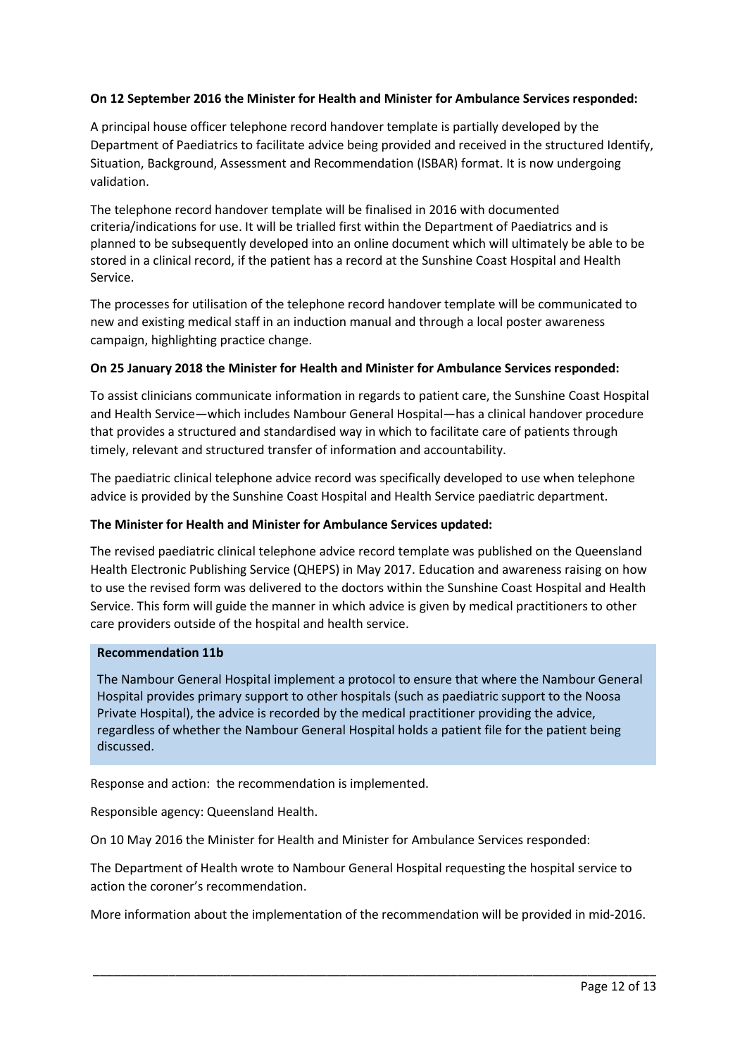**On 12 September 2016 the Minister for Health and Minister for Ambulance Services responded:**

A principal house officer telephone record handover template is partially developed by the Department of Paediatrics to facilitate advice being provided and received in the structured Identify, Situation, Background, Assessment and Recommendation (ISBAR) format. It is now undergoing validation.

The telephone record handover template will be finalised in 2016 with documented criteria/indications for use. It will be trialled first within the Department of Paediatrics and is planned to be subsequently developed into an online document which will ultimately be able to be stored in a clinical record, if the patient has a record at the Sunshine Coast Hospital and Health Service.

The processes for utilisation of the telephone record handover template will be communicated to new and existing medical staff in an induction manual and through a local poster awareness campaign, highlighting practice change.

**On 25 January 2018 the Minister for Health and Minister for Ambulance Services responded:**

To assist clinicians communicate information in regards to patient care, the Sunshine Coast Hospital and Health Service—which includes Nambour General Hospital—has a clinical handover procedure that provides a structured and standardised way in which to facilitate care of patients through timely, relevant and structured transfer of information and accountability.

The paediatric clinical telephone advice record was specifically developed to use when telephone advice is provided by the Sunshine Coast Hospital and Health Service paediatric department.

**The Minister for Health and Minister for Ambulance Services updated:**

The revised paediatric clinical telephone advice record template was published on the Queensland Health Electronic Publishing Service (QHEPS) in May 2017. Education and awareness raising on how to use the revised form was delivered to the doctors within the Sunshine Coast Hospital and Health Service. This form will guide the manner in which advice is given by medical practitioners to other care providers outside of the hospital and health service.

**Recommendation 11b**

The Nambour General Hospital implement a protocol to ensure that where the Nambour General Hospital provides primary support to other hospitals (such as paediatric support to the Noosa Private Hospital), the advice is recorded by the medical practitioner providing the advice, regardless of whether the Nambour General Hospital holds a patient file for the patient being discussed.

Response and action: the recommendation is implemented.

Responsible agency: Queensland Health.

On 10 May 2016 the Minister for Health and Minister for Ambulance Services responded:

The Department of Health wrote to Nambour General Hospital requesting the hospital service to action the coroner's recommendation.

More information about the implementation of the recommendation will be provided in mid-2016.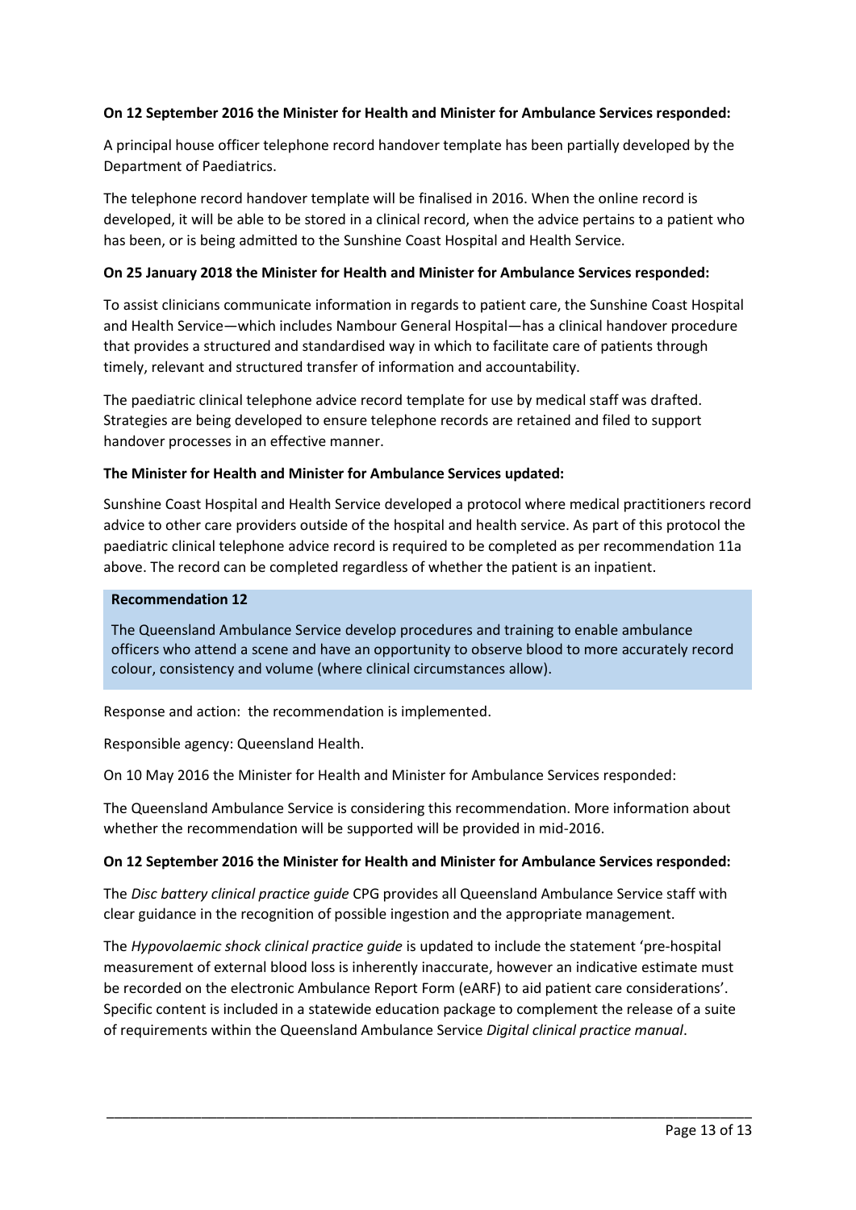**On 12 September 2016 the Minister for Health and Minister for Ambulance Services responded:**

A principal house officer telephone record handover template has been partially developed by the Department of Paediatrics.

The telephone record handover template will be finalised in 2016. When the online record is developed, it will be able to be stored in a clinical record, when the advice pertains to a patient who has been, or is being admitted to the Sunshine Coast Hospital and Health Service.

**On 25 January 2018 the Minister for Health and Minister for Ambulance Services responded:**

To assist clinicians communicate information in regards to patient care, the Sunshine Coast Hospital and Health Service—which includes Nambour General Hospital—has a clinical handover procedure that provides a structured and standardised way in which to facilitate care of patients through timely, relevant and structured transfer of information and accountability.

The paediatric clinical telephone advice record template for use by medical staff was drafted. Strategies are being developed to ensure telephone records are retained and filed to support handover processes in an effective manner.

**The Minister for Health and Minister for Ambulance Services updated:**

Sunshine Coast Hospital and Health Service developed a protocol where medical practitioners record advice to other care providers outside of the hospital and health service. As part of this protocol the paediatric clinical telephone advice record is required to be completed as per recommendation 11a above. The record can be completed regardless of whether the patient is an inpatient.

**Recommendation 12**

The Queensland Ambulance Service develop procedures and training to enable ambulance officers who attend a scene and have an opportunity to observe blood to more accurately record colour, consistency and volume (where clinical circumstances allow).

Response and action: the recommendation is implemented.

Responsible agency: Queensland Health.

On 10 May 2016 the Minister for Health and Minister for Ambulance Services responded:

The Queensland Ambulance Service is considering this recommendation. More information about whether the recommendation will be supported will be provided in mid-2016.

**On 12 September 2016 the Minister for Health and Minister for Ambulance Services responded:**

The *Disc battery clinical practice guide* CPG provides all Queensland Ambulance Service staff with clear guidance in the recognition of possible ingestion and the appropriate management.

The *Hypovolaemic shock clinical practice guide* is updated to include the statement 'pre-hospital measurement of external blood loss is inherently inaccurate, however an indicative estimate must be recorded on the electronic Ambulance Report Form (eARF) to aid patient care considerations'. Specific content is included in a statewide education package to complement the release of a suite of requirements within the Queensland Ambulance Service *Digital clinical practice manual*.